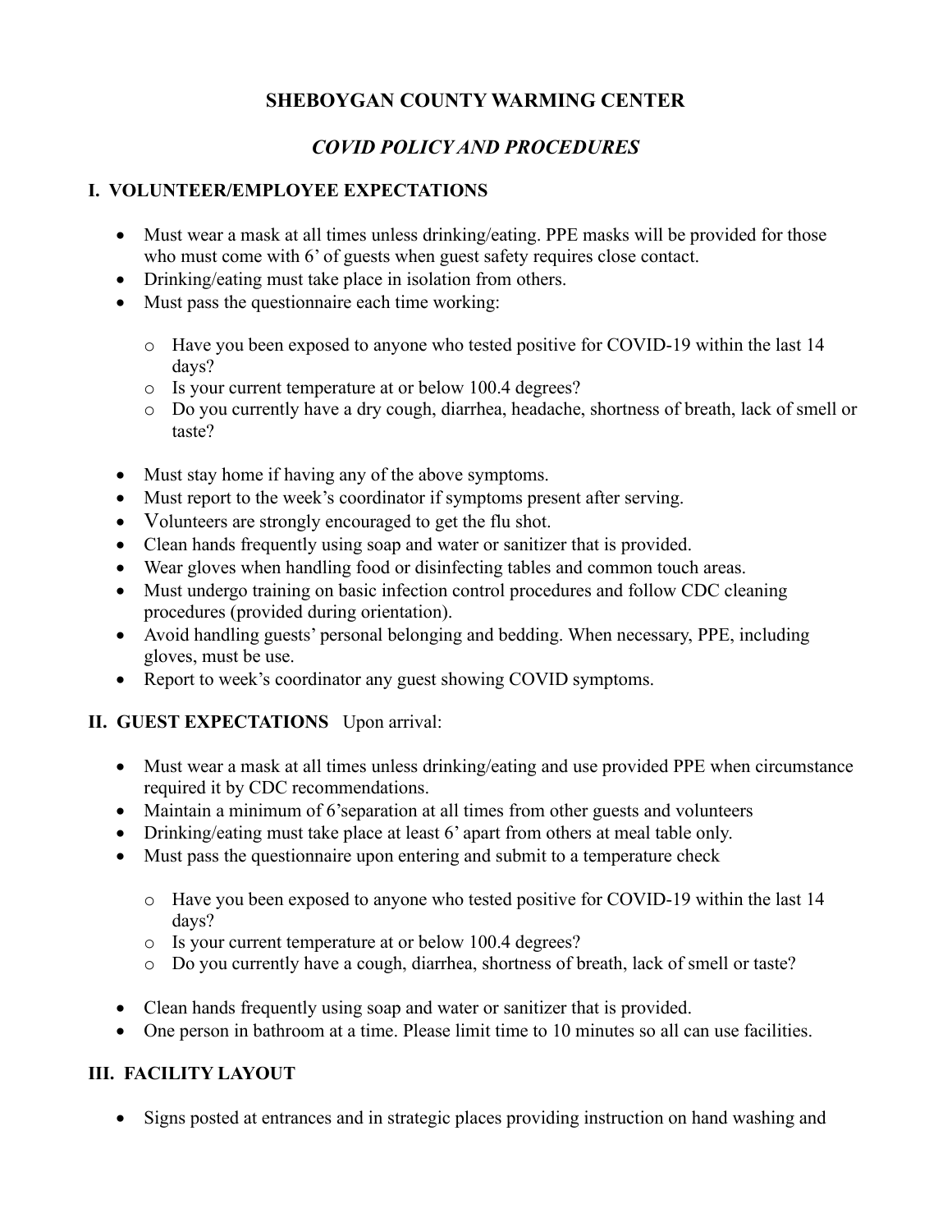# SHEBOYGAN COUNTY WARMING CENTER

## *COVID POLICY AND PROCEDURES*

### I. VOLUNTEER/EMPLOYEE EXPECTATIONS

- Must wear a mask at all times unless drinking/eating. PPE masks will be provided for those who must come with 6' of guests when guest safety requires close contact.
- Drinking/eating must take place in isolation from others.
- Must pass the questionnaire each time working:
  - Have you been exposed to anyone who tested positive for COVID-19 within the last 14 days?
  - Is your current temperature at or below 100.4 degrees?
  - Do you currently have a dry cough, diarrhea, headache, shortness of breath, lack of smell or taste?
- Must stay home if having any of the above symptoms.
- Must report to the week's coordinator if symptoms present after serving.
- Volunteers are strongly encouraged to get the flu shot.
- Clean hands frequently using soap and water or sanitizer that is provided.
- Wear gloves when handling food or disinfecting tables and common touch areas.
- Must undergo training on basic infection control procedures and follow CDC cleaning procedures (provided during orientation).
- Avoid handling guests' personal belonging and bedding. When necessary, PPE, including gloves, must be use.
- Report to week's coordinator any guest showing COVID symptoms.

### II. GUEST EXPECTATIONS   Upon arrival:

- Must wear a mask at all times unless drinking/eating and use provided PPE when circumstance required it by CDC recommendations.
- Maintain a minimum of 6'separation at all times from other guests and volunteers
- Drinking/eating must take place at least 6' apart from others at meal table only.
- Must pass the questionnaire upon entering and submit to a temperature check
  - Have you been exposed to anyone who tested positive for COVID-19 within the last 14 days?
  - Is your current temperature at or below 100.4 degrees?
  - Do you currently have a cough, diarrhea, shortness of breath, lack of smell or taste?
- Clean hands frequently using soap and water or sanitizer that is provided.
- One person in bathroom at a time. Please limit time to 10 minutes so all can use facilities.

### III. FACILITY LAYOUT

- Signs posted at entrances and in strategic places providing instruction on hand washing and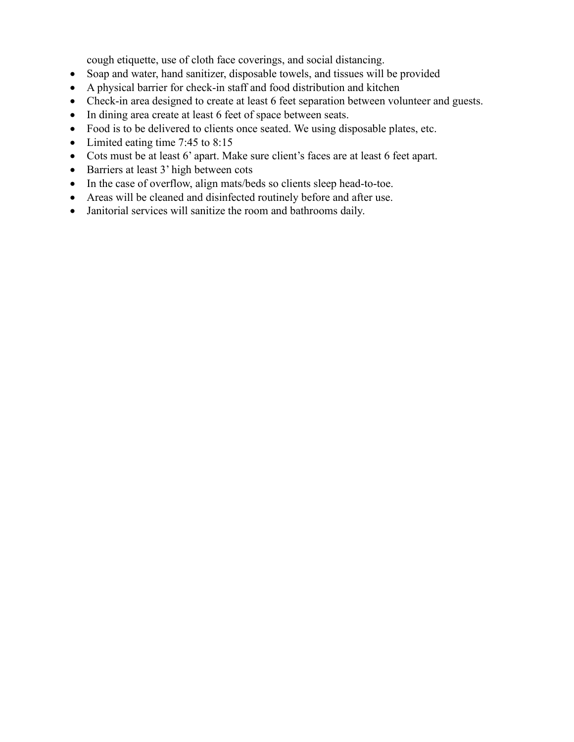cough etiquette, use of cloth face coverings, and social distancing.

- Soap and water, hand sanitizer, disposable towels, and tissues will be provided
- A physical barrier for check-in staff and food distribution and kitchen
- Check-in area designed to create at least 6 feet separation between volunteer and guests.
- In dining area create at least 6 feet of space between seats.
- Food is to be delivered to clients once seated. We using disposable plates, etc.
- Limited eating time 7:45 to 8:15
- Cots must be at least 6' apart. Make sure client's faces are at least 6 feet apart.
- Barriers at least 3' high between cots
- In the case of overflow, align mats/beds so clients sleep head-to-toe.
- Areas will be cleaned and disinfected routinely before and after use.
- Janitorial services will sanitize the room and bathrooms daily.